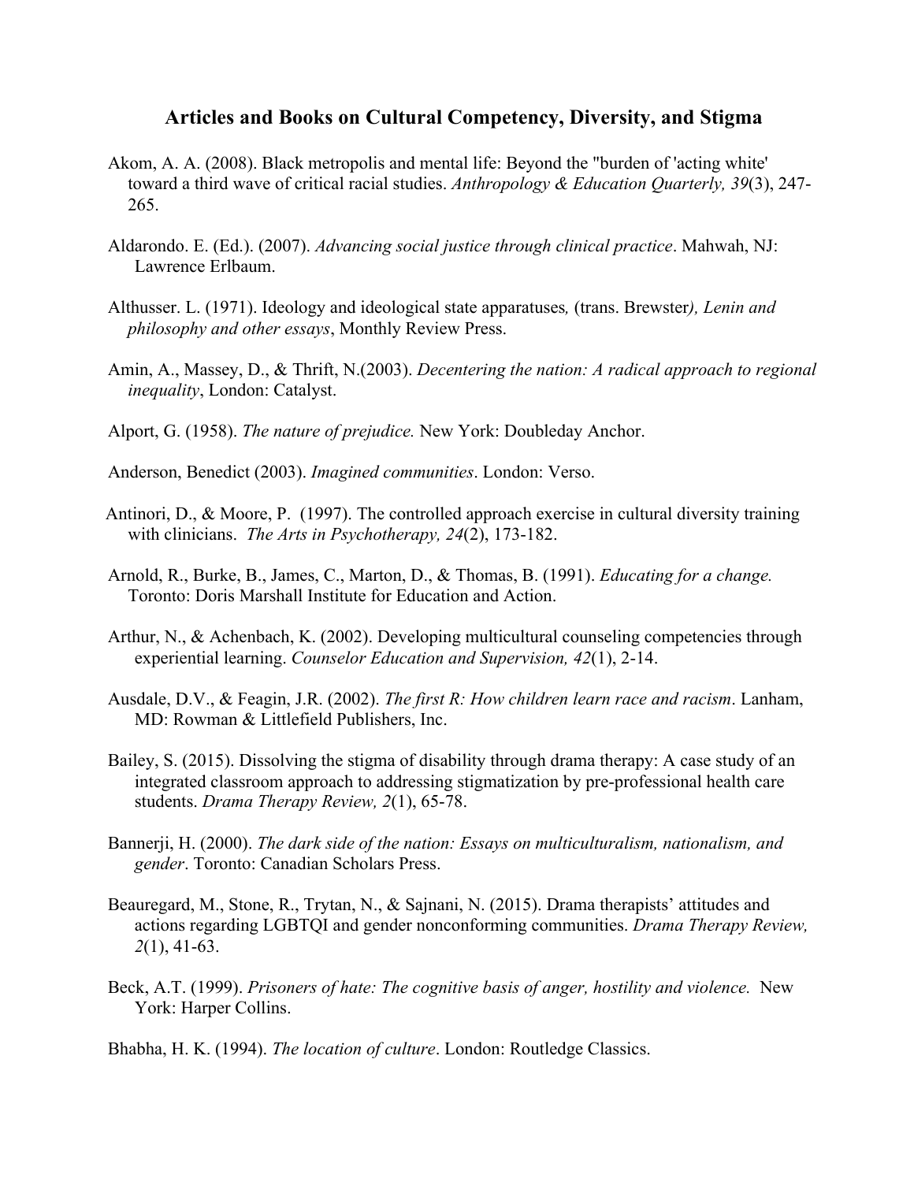# Articles and Books on Cultural Competency, Diversity, and Stigma

Akom, A. A. (2008). Black metropolis and mental life: Beyond the "burden of 'acting white' toward a third wave of critical racial studies. *Anthropology & Education Quarterly, 39*(3), 247-265.

Aldarondo. E. (Ed.). (2007). *Advancing social justice through clinical practice*. Mahwah, NJ: Lawrence Erlbaum.

Althusser. L. (1971). Ideology and ideological state apparatuses*,* (trans. Brewster*), Lenin and philosophy and other essays*, Monthly Review Press.

Amin, A., Massey, D., & Thrift, N.(2003). *Decentering the nation: A radical approach to regional inequality*, London: Catalyst.

Alport, G. (1958). *The nature of prejudice.* New York: Doubleday Anchor.

Anderson, Benedict (2003). *Imagined communities*. London: Verso.

Antinori, D., & Moore, P. (1997). The controlled approach exercise in cultural diversity training with clinicians. *The Arts in Psychotherapy, 24*(2), 173-182.

Arnold, R., Burke, B., James, C., Marton, D., & Thomas, B. (1991). *Educating for a change.* Toronto: Doris Marshall Institute for Education and Action.

Arthur, N., & Achenbach, K. (2002). Developing multicultural counseling competencies through experiential learning. *Counselor Education and Supervision, 42*(1), 2-14.

Ausdale, D.V., & Feagin, J.R. (2002). *The first R: How children learn race and racism*. Lanham, MD: Rowman & Littlefield Publishers, Inc.

Bailey, S. (2015). Dissolving the stigma of disability through drama therapy: A case study of an integrated classroom approach to addressing stigmatization by pre-professional health care students. *Drama Therapy Review, 2*(1), 65-78.

Bannerji, H. (2000). *The dark side of the nation: Essays on multiculturalism, nationalism, and gender*. Toronto: Canadian Scholars Press.

Beauregard, M., Stone, R., Trytan, N., & Sajnani, N. (2015). Drama therapists' attitudes and actions regarding LGBTQI and gender nonconforming communities. *Drama Therapy Review, 2*(1), 41-63.

Beck, A.T. (1999). *Prisoners of hate: The cognitive basis of anger, hostility and violence.* New York: Harper Collins.

Bhabha, H. K. (1994). *The location of culture*. London: Routledge Classics.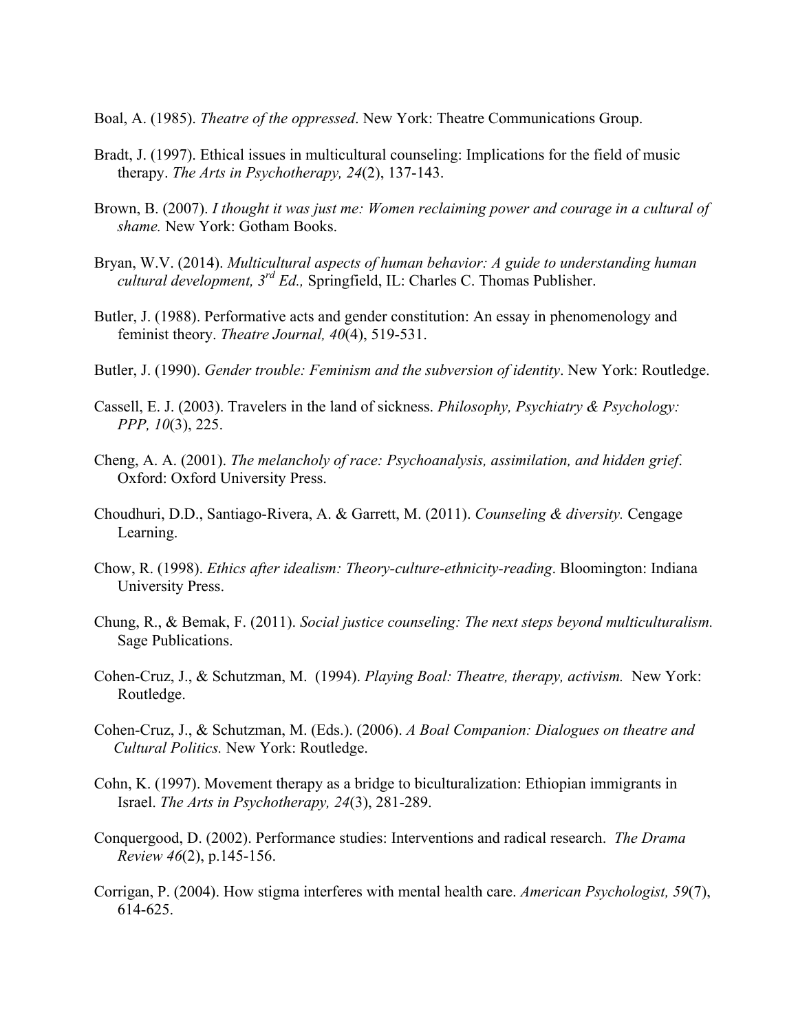Boal, A. (1985). *Theatre of the oppressed*. New York: Theatre Communications Group.

Bradt, J. (1997). Ethical issues in multicultural counseling: Implications for the field of music therapy. *The Arts in Psychotherapy, 24*(2), 137-143.

Brown, B. (2007). *I thought it was just me: Women reclaiming power and courage in a cultural of shame.* New York: Gotham Books.

Bryan, W.V. (2014). *Multicultural aspects of human behavior: A guide to understanding human cultural development, 3rd Ed.,* Springfield, IL: Charles C. Thomas Publisher.

Butler, J. (1988). Performative acts and gender constitution: An essay in phenomenology and feminist theory. *Theatre Journal, 40*(4), 519-531.

Butler, J. (1990). *Gender trouble: Feminism and the subversion of identity*. New York: Routledge.

Cassell, E. J. (2003). Travelers in the land of sickness. *Philosophy, Psychiatry & Psychology: PPP, 10*(3), 225.

Cheng, A. A. (2001). *The melancholy of race: Psychoanalysis, assimilation, and hidden grief*. Oxford: Oxford University Press.

Choudhuri, D.D., Santiago-Rivera, A. & Garrett, M. (2011). *Counseling & diversity.* Cengage Learning.

Chow, R. (1998). *Ethics after idealism: Theory-culture-ethnicity-reading*. Bloomington: Indiana University Press.

Chung, R., & Bemak, F. (2011). *Social justice counseling: The next steps beyond multiculturalism.* Sage Publications.

Cohen-Cruz, J., & Schutzman, M. (1994). *Playing Boal: Theatre, therapy, activism.* New York: Routledge.

Cohen-Cruz, J., & Schutzman, M. (Eds.). (2006). *A Boal Companion: Dialogues on theatre and Cultural Politics.* New York: Routledge.

Cohn, K. (1997). Movement therapy as a bridge to biculturalization: Ethiopian immigrants in Israel. *The Arts in Psychotherapy, 24*(3), 281-289.

Conquergood, D. (2002). Performance studies: Interventions and radical research. *The Drama Review 46*(2), p.145-156.

Corrigan, P. (2004). How stigma interferes with mental health care. *American Psychologist, 59*(7), 614-625.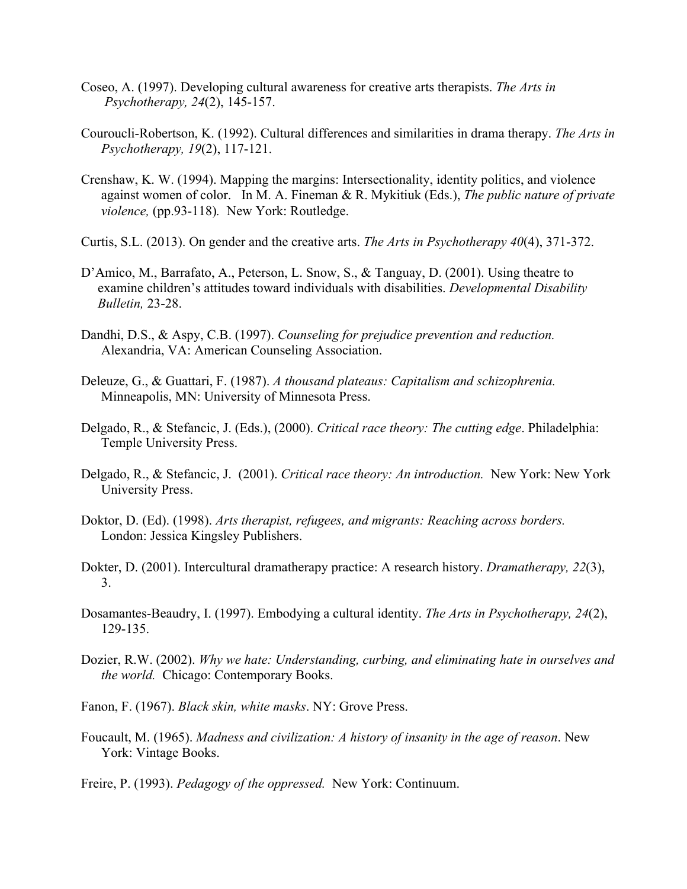Coseo, A. (1997). Developing cultural awareness for creative arts therapists. *The Arts in Psychotherapy, 24*(2), 145-157.

Couroucli-Robertson, K. (1992). Cultural differences and similarities in drama therapy. *The Arts in Psychotherapy, 19*(2), 117-121.

Crenshaw, K. W. (1994). Mapping the margins: Intersectionality, identity politics, and violence against women of color. In M. A. Fineman & R. Mykitiuk (Eds.), *The public nature of private violence,* (pp.93-118). New York: Routledge.

Curtis, S.L. (2013). On gender and the creative arts. *The Arts in Psychotherapy 40*(4), 371-372.

D'Amico, M., Barrafato, A., Peterson, L. Snow, S., & Tanguay, D. (2001). Using theatre to examine children's attitudes toward individuals with disabilities. *Developmental Disability Bulletin,* 23-28.

Dandhi, D.S., & Aspy, C.B. (1997). *Counseling for prejudice prevention and reduction.* Alexandria, VA: American Counseling Association.

Deleuze, G., & Guattari, F. (1987). *A thousand plateaus: Capitalism and schizophrenia.* Minneapolis, MN: University of Minnesota Press.

Delgado, R., & Stefancic, J. (Eds.), (2000). *Critical race theory: The cutting edge*. Philadelphia: Temple University Press.

Delgado, R., & Stefancic, J. (2001). *Critical race theory: An introduction.* New York: New York University Press.

Doktor, D. (Ed). (1998). *Arts therapist, refugees, and migrants: Reaching across borders.* London: Jessica Kingsley Publishers.

Dokter, D. (2001). Intercultural dramatherapy practice: A research history. *Dramatherapy, 22*(3), 3.

Dosamantes-Beaudry, I. (1997). Embodying a cultural identity. *The Arts in Psychotherapy, 24*(2), 129-135.

Dozier, R.W. (2002). *Why we hate: Understanding, curbing, and eliminating hate in ourselves and the world.* Chicago: Contemporary Books.

Fanon, F. (1967). *Black skin, white masks*. NY: Grove Press.

Foucault, M. (1965). *Madness and civilization: A history of insanity in the age of reason*. New York: Vintage Books.

Freire, P. (1993). *Pedagogy of the oppressed.* New York: Continuum.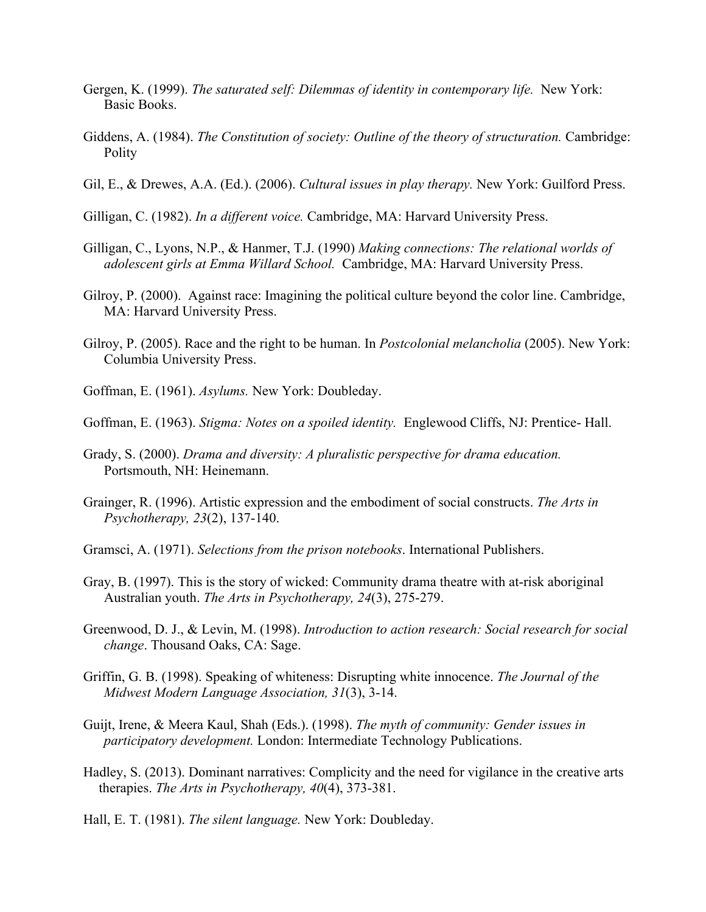Gergen, K. (1999). *The saturated self: Dilemmas of identity in contemporary life.* New York: Basic Books.

Giddens, A. (1984). *The Constitution of society: Outline of the theory of structuration.* Cambridge: Polity

Gil, E., & Drewes, A.A. (Ed.). (2006). *Cultural issues in play therapy.* New York: Guilford Press.

Gilligan, C. (1982). *In a different voice.* Cambridge, MA: Harvard University Press.

Gilligan, C., Lyons, N.P., & Hanmer, T.J. (1990) *Making connections: The relational worlds of adolescent girls at Emma Willard School.* Cambridge, MA: Harvard University Press.

Gilroy, P. (2000). Against race: Imagining the political culture beyond the color line. Cambridge, MA: Harvard University Press.

Gilroy, P. (2005). Race and the right to be human. In *Postcolonial melancholia* (2005). New York: Columbia University Press.

Goffman, E. (1961). *Asylums.* New York: Doubleday.

Goffman, E. (1963). *Stigma: Notes on a spoiled identity.* Englewood Cliffs, NJ: Prentice- Hall.

Grady, S. (2000). *Drama and diversity: A pluralistic perspective for drama education.* Portsmouth, NH: Heinemann.

Grainger, R. (1996). Artistic expression and the embodiment of social constructs. *The Arts in Psychotherapy, 23*(2), 137-140.

Gramsci, A. (1971). *Selections from the prison notebooks*. International Publishers.

Gray, B. (1997). This is the story of wicked: Community drama theatre with at-risk aboriginal Australian youth. *The Arts in Psychotherapy, 24*(3), 275-279.

Greenwood, D. J., & Levin, M. (1998). *Introduction to action research: Social research for social change*. Thousand Oaks, CA: Sage.

Griffin, G. B. (1998). Speaking of whiteness: Disrupting white innocence. *The Journal of the Midwest Modern Language Association, 31*(3), 3-14.

Guijt, Irene, & Meera Kaul, Shah (Eds.). (1998). *The myth of community: Gender issues in participatory development.* London: Intermediate Technology Publications.

Hadley, S. (2013). Dominant narratives: Complicity and the need for vigilance in the creative arts therapies. *The Arts in Psychotherapy, 40*(4), 373-381.

Hall, E. T. (1981). *The silent language.* New York: Doubleday.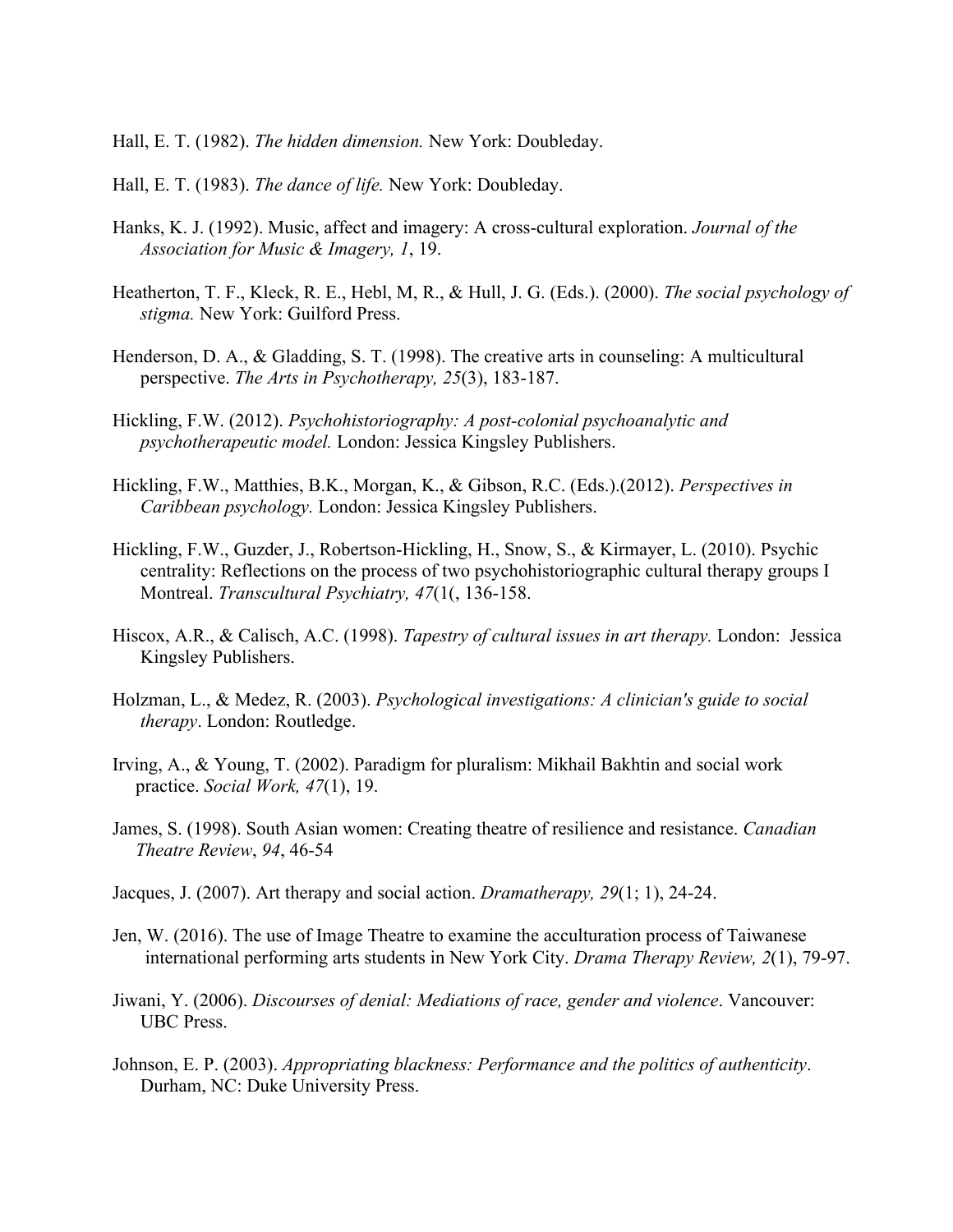Hall, E. T. (1982). *The hidden dimension.* New York: Doubleday.

Hall, E. T. (1983). *The dance of life.* New York: Doubleday.

Hanks, K. J. (1992). Music, affect and imagery: A cross-cultural exploration. *Journal of the Association for Music & Imagery, 1*, 19.

Heatherton, T. F., Kleck, R. E., Hebl, M, R., & Hull, J. G. (Eds.). (2000). *The social psychology of stigma.* New York: Guilford Press.

Henderson, D. A., & Gladding, S. T. (1998). The creative arts in counseling: A multicultural perspective. *The Arts in Psychotherapy, 25*(3), 183-187.

Hickling, F.W. (2012). *Psychohistoriography: A post-colonial psychoanalytic and psychotherapeutic model.* London: Jessica Kingsley Publishers.

Hickling, F.W., Matthies, B.K., Morgan, K., & Gibson, R.C. (Eds.).(2012). *Perspectives in Caribbean psychology.* London: Jessica Kingsley Publishers.

Hickling, F.W., Guzder, J., Robertson-Hickling, H., Snow, S., & Kirmayer, L. (2010). Psychic centrality: Reflections on the process of two psychohistoriographic cultural therapy groups I Montreal. *Transcultural Psychiatry, 47*(1(, 136-158.

Hiscox, A.R., & Calisch, A.C. (1998). *Tapestry of cultural issues in art therapy.* London: Jessica Kingsley Publishers.

Holzman, L., & Medez, R. (2003). *Psychological investigations: A clinician's guide to social therapy*. London: Routledge.

Irving, A., & Young, T. (2002). Paradigm for pluralism: Mikhail Bakhtin and social work practice. *Social Work, 47*(1), 19.

James, S. (1998). South Asian women: Creating theatre of resilience and resistance. *Canadian Theatre Review*, *94*, 46-54

Jacques, J. (2007). Art therapy and social action. *Dramatherapy, 29*(1; 1), 24-24.

Jen, W. (2016). The use of Image Theatre to examine the acculturation process of Taiwanese international performing arts students in New York City. *Drama Therapy Review, 2*(1), 79-97.

Jiwani, Y. (2006). *Discourses of denial: Mediations of race, gender and violence*. Vancouver: UBC Press.

Johnson, E. P. (2003). *Appropriating blackness: Performance and the politics of authenticity*. Durham, NC: Duke University Press.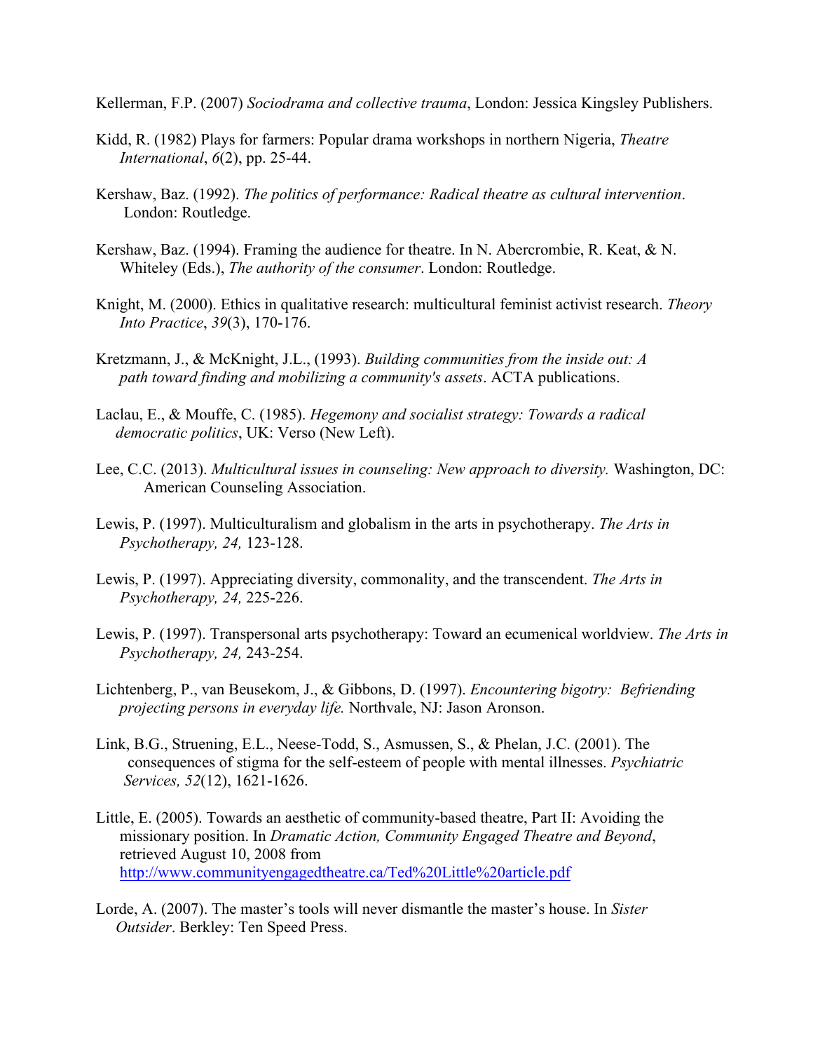Kellerman, F.P. (2007) *Sociodrama and collective trauma*, London: Jessica Kingsley Publishers.

Kidd, R. (1982) Plays for farmers: Popular drama workshops in northern Nigeria, *Theatre International*, *6*(2), pp. 25-44.

Kershaw, Baz. (1992). *The politics of performance: Radical theatre as cultural intervention*. London: Routledge.

Kershaw, Baz. (1994). Framing the audience for theatre. In N. Abercrombie, R. Keat, & N. Whiteley (Eds.), *The authority of the consumer*. London: Routledge.

Knight, M. (2000). Ethics in qualitative research: multicultural feminist activist research. *Theory Into Practice*, *39*(3), 170-176.

Kretzmann, J., & McKnight, J.L., (1993). *Building communities from the inside out: A path toward finding and mobilizing a community's assets*. ACTA publications.

Laclau, E., & Mouffe, C. (1985). *Hegemony and socialist strategy: Towards a radical democratic politics*, UK: Verso (New Left).

Lee, C.C. (2013). *Multicultural issues in counseling: New approach to diversity.* Washington, DC: American Counseling Association.

Lewis, P. (1997). Multiculturalism and globalism in the arts in psychotherapy. *The Arts in Psychotherapy, 24,* 123-128.

Lewis, P. (1997). Appreciating diversity, commonality, and the transcendent. *The Arts in Psychotherapy, 24,* 225-226.

Lewis, P. (1997). Transpersonal arts psychotherapy: Toward an ecumenical worldview. *The Arts in Psychotherapy, 24,* 243-254.

Lichtenberg, P., van Beusekom, J., & Gibbons, D. (1997). *Encountering bigotry: Befriending projecting persons in everyday life.* Northvale, NJ: Jason Aronson.

Link, B.G., Struening, E.L., Neese-Todd, S., Asmussen, S., & Phelan, J.C. (2001). The consequences of stigma for the self-esteem of people with mental illnesses. *Psychiatric Services, 52*(12), 1621-1626.

Little, E. (2005). Towards an aesthetic of community-based theatre, Part II: Avoiding the missionary position. In *Dramatic Action, Community Engaged Theatre and Beyond*, retrieved August 10, 2008 from http://www.communityengagedtheatre.ca/Ted%20Little%20article.pdf

Lorde, A. (2007). The master's tools will never dismantle the master's house. In *Sister Outsider*. Berkley: Ten Speed Press.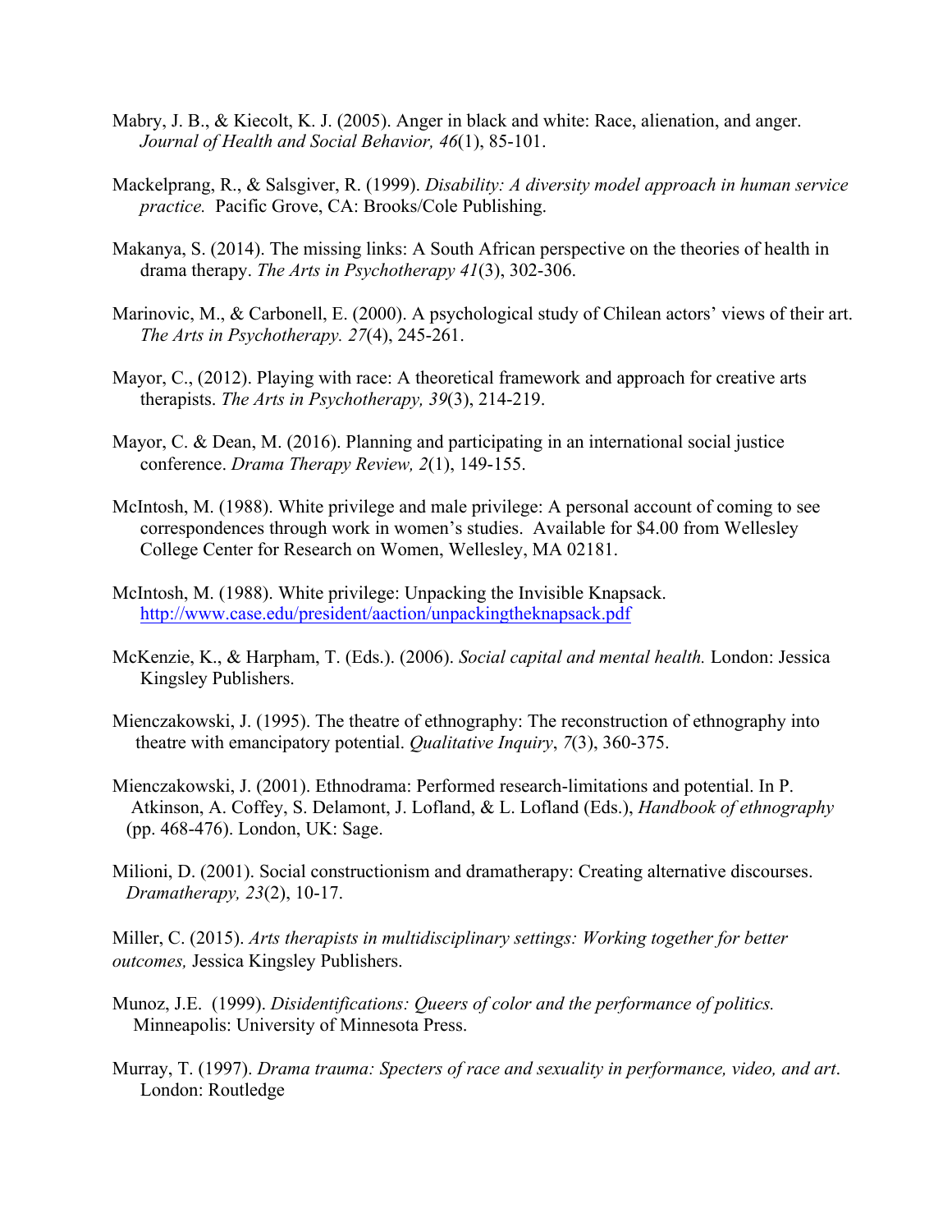Mabry, J. B., & Kiecolt, K. J. (2005). Anger in black and white: Race, alienation, and anger. *Journal of Health and Social Behavior, 46*(1), 85-101.

Mackelprang, R., & Salsgiver, R. (1999). *Disability: A diversity model approach in human service practice.* Pacific Grove, CA: Brooks/Cole Publishing.

Makanya, S. (2014). The missing links: A South African perspective on the theories of health in drama therapy. *The Arts in Psychotherapy 41*(3), 302-306.

Marinovic, M., & Carbonell, E. (2000). A psychological study of Chilean actors' views of their art. *The Arts in Psychotherapy. 27*(4), 245-261.

Mayor, C., (2012). Playing with race: A theoretical framework and approach for creative arts therapists. *The Arts in Psychotherapy, 39*(3), 214-219.

Mayor, C. & Dean, M. (2016). Planning and participating in an international social justice conference. *Drama Therapy Review, 2*(1), 149-155.

McIntosh, M. (1988). White privilege and male privilege: A personal account of coming to see correspondences through work in women's studies. Available for $4.00 from Wellesley College Center for Research on Women, Wellesley, MA 02181.

McIntosh, M. (1988). White privilege: Unpacking the Invisible Knapsack. http://www.case.edu/president/aaction/unpackingtheknapsack.pdf

McKenzie, K., & Harpham, T. (Eds.). (2006). *Social capital and mental health.* London: Jessica Kingsley Publishers.

Mienczakowski, J. (1995). The theatre of ethnography: The reconstruction of ethnography into theatre with emancipatory potential. *Qualitative Inquiry*, *7*(3), 360-375.

Mienczakowski, J. (2001). Ethnodrama: Performed research-limitations and potential. In P. Atkinson, A. Coffey, S. Delamont, J. Lofland, & L. Lofland (Eds.), *Handbook of ethnography* (pp. 468-476). London, UK: Sage.

Milioni, D. (2001). Social constructionism and dramatherapy: Creating alternative discourses. *Dramatherapy, 23*(2), 10-17.

Miller, C. (2015). *Arts therapists in multidisciplinary settings: Working together for better outcomes,* Jessica Kingsley Publishers.

Munoz, J.E. (1999). *Disidentifications: Queers of color and the performance of politics.* Minneapolis: University of Minnesota Press.

Murray, T. (1997). *Drama trauma: Specters of race and sexuality in performance, video, and art*. London: Routledge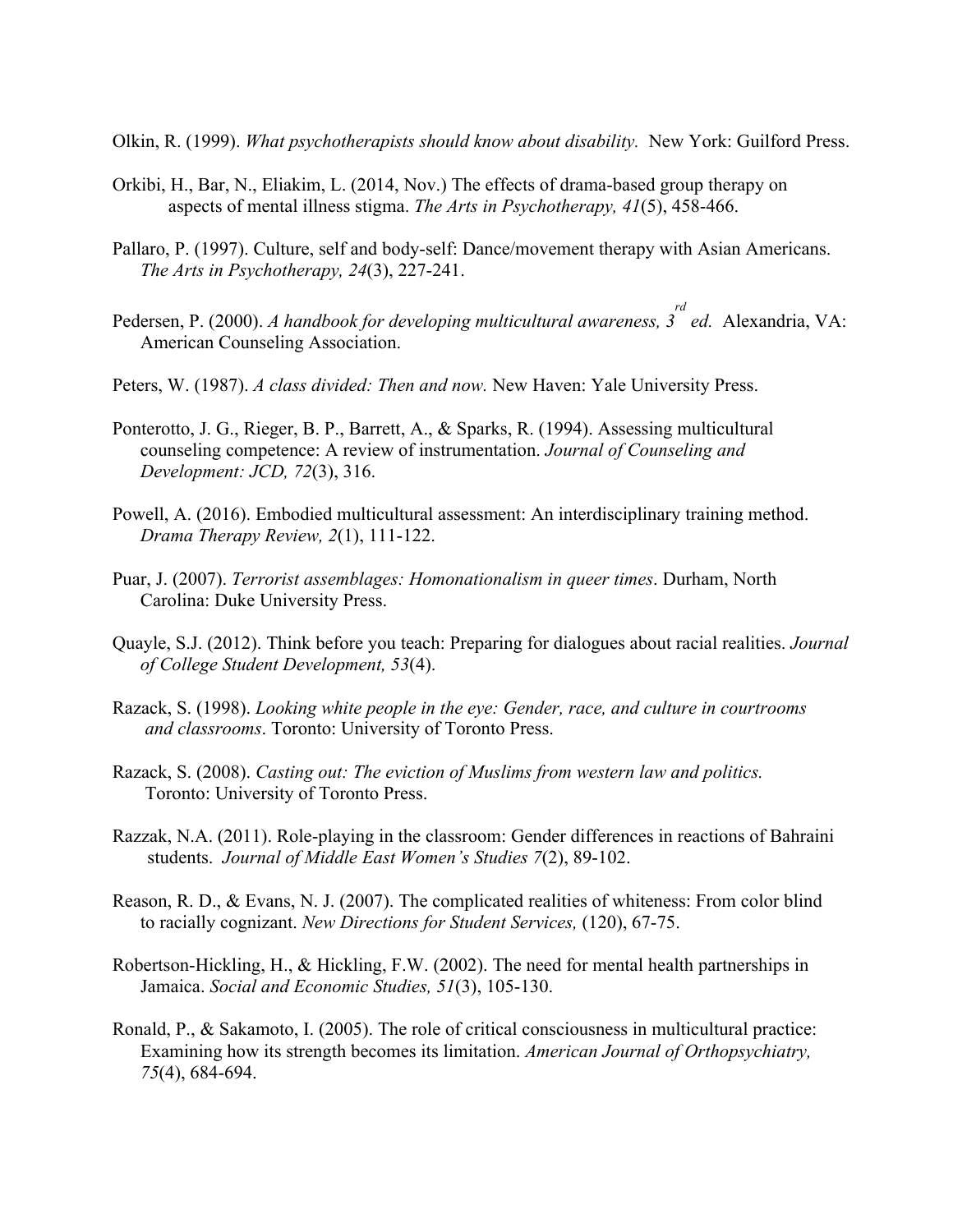Olkin, R. (1999). *What psychotherapists should know about disability.* New York: Guilford Press.

Orkibi, H., Bar, N., Eliakim, L. (2014, Nov.) The effects of drama-based group therapy on aspects of mental illness stigma. *The Arts in Psychotherapy, 41*(5), 458-466.

Pallaro, P. (1997). Culture, self and body-self: Dance/movement therapy with Asian Americans. *The Arts in Psychotherapy, 24*(3), 227-241.

Pedersen, P. (2000). *A handbook for developing multicultural awareness, 3rd ed.* Alexandria, VA: American Counseling Association.

Peters, W. (1987). *A class divided: Then and now.* New Haven: Yale University Press.

Ponterotto, J. G., Rieger, B. P., Barrett, A., & Sparks, R. (1994). Assessing multicultural counseling competence: A review of instrumentation. *Journal of Counseling and Development: JCD, 72*(3), 316.

Powell, A. (2016). Embodied multicultural assessment: An interdisciplinary training method. *Drama Therapy Review, 2*(1), 111-122.

Puar, J. (2007). *Terrorist assemblages: Homonationalism in queer times*. Durham, North Carolina: Duke University Press.

Quayle, S.J. (2012). Think before you teach: Preparing for dialogues about racial realities. *Journal of College Student Development, 53*(4).

Razack, S. (1998). *Looking white people in the eye: Gender, race, and culture in courtrooms and classrooms*. Toronto: University of Toronto Press.

Razack, S. (2008). *Casting out: The eviction of Muslims from western law and politics.* Toronto: University of Toronto Press.

Razzak, N.A. (2011). Role-playing in the classroom: Gender differences in reactions of Bahraini students. *Journal of Middle East Women's Studies 7*(2), 89-102.

Reason, R. D., & Evans, N. J. (2007). The complicated realities of whiteness: From color blind to racially cognizant. *New Directions for Student Services,* (120), 67-75.

Robertson-Hickling, H., & Hickling, F.W. (2002). The need for mental health partnerships in Jamaica. *Social and Economic Studies, 51*(3), 105-130.

Ronald, P., & Sakamoto, I. (2005). The role of critical consciousness in multicultural practice: Examining how its strength becomes its limitation. *American Journal of Orthopsychiatry, 75*(4), 684-694.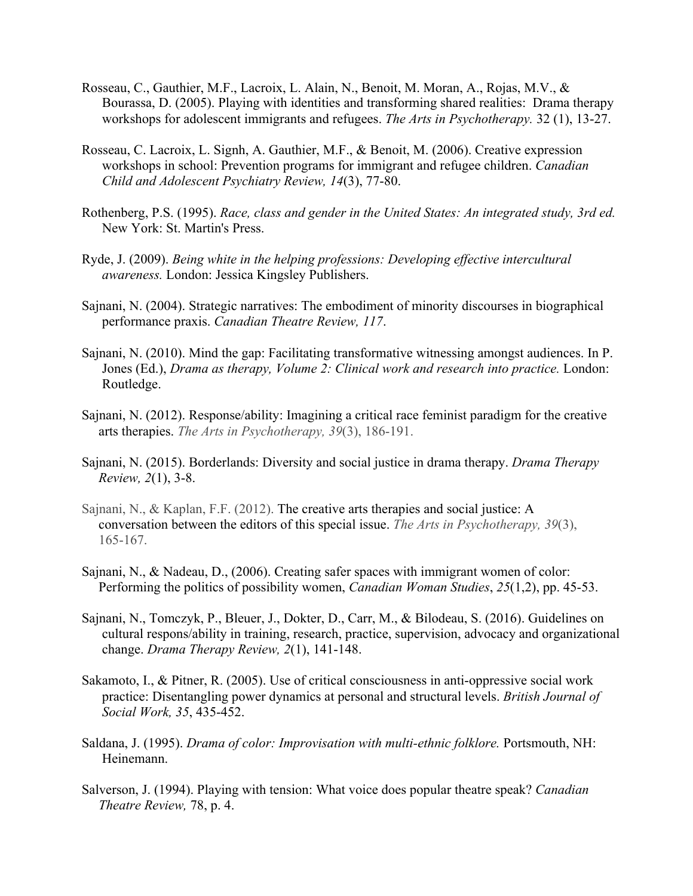Rosseau, C., Gauthier, M.F., Lacroix, L. Alain, N., Benoit, M. Moran, A., Rojas, M.V., & Bourassa, D. (2005). Playing with identities and transforming shared realities: Drama therapy workshops for adolescent immigrants and refugees. *The Arts in Psychotherapy.* 32 (1), 13-27.

Rosseau, C. Lacroix, L. Signh, A. Gauthier, M.F., & Benoit, M. (2006). Creative expression workshops in school: Prevention programs for immigrant and refugee children. *Canadian Child and Adolescent Psychiatry Review, 14*(3), 77-80.

Rothenberg, P.S. (1995). *Race, class and gender in the United States: An integrated study, 3rd ed.* New York: St. Martin's Press.

Ryde, J. (2009). *Being white in the helping professions: Developing effective intercultural awareness.* London: Jessica Kingsley Publishers.

Sajnani, N. (2004). Strategic narratives: The embodiment of minority discourses in biographical performance praxis. *Canadian Theatre Review, 117*.

Sajnani, N. (2010). Mind the gap: Facilitating transformative witnessing amongst audiences. In P. Jones (Ed.), *Drama as therapy, Volume 2: Clinical work and research into practice.* London: Routledge.

Sajnani, N. (2012). Response/ability: Imagining a critical race feminist paradigm for the creative arts therapies. *The Arts in Psychotherapy, 39*(3), 186-191.

Sajnani, N. (2015). Borderlands: Diversity and social justice in drama therapy. *Drama Therapy Review, 2*(1), 3-8.

Sajnani, N., & Kaplan, F.F. (2012). The creative arts therapies and social justice: A conversation between the editors of this special issue. *The Arts in Psychotherapy, 39*(3), 165-167.

Sajnani, N., & Nadeau, D., (2006). Creating safer spaces with immigrant women of color: Performing the politics of possibility women, *Canadian Woman Studies*, *25*(1,2), pp. 45-53.

Sajnani, N., Tomczyk, P., Bleuer, J., Dokter, D., Carr, M., & Bilodeau, S. (2016). Guidelines on cultural respons/ability in training, research, practice, supervision, advocacy and organizational change. *Drama Therapy Review, 2*(1), 141-148.

Sakamoto, I., & Pitner, R. (2005). Use of critical consciousness in anti-oppressive social work practice: Disentangling power dynamics at personal and structural levels. *British Journal of Social Work, 35*, 435-452.

Saldana, J. (1995). *Drama of color: Improvisation with multi-ethnic folklore.* Portsmouth, NH: Heinemann.

Salverson, J. (1994). Playing with tension: What voice does popular theatre speak? *Canadian Theatre Review,* 78, p. 4.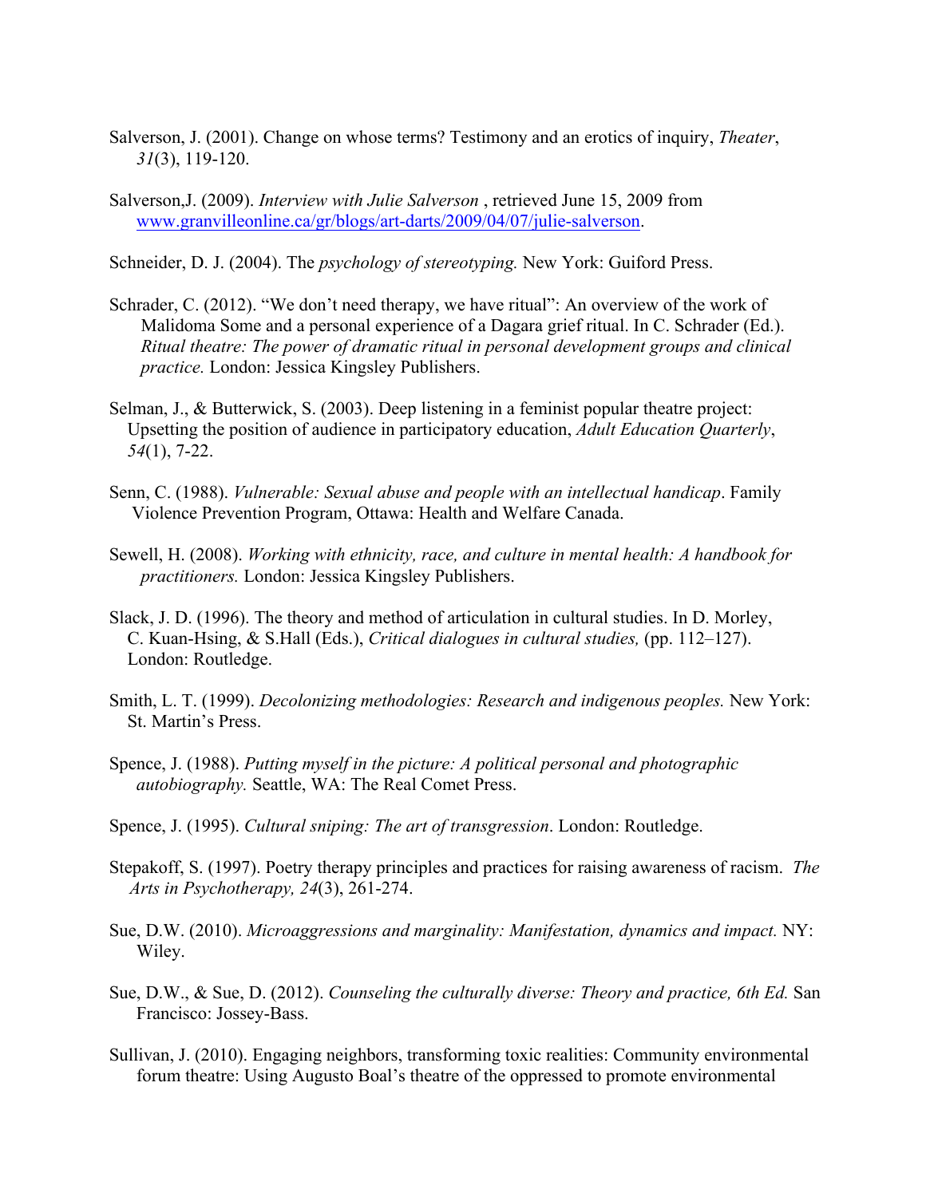Salverson, J. (2001). Change on whose terms? Testimony and an erotics of inquiry, *Theater*, *31*(3), 119-120.

Salverson,J. (2009). *Interview with Julie Salverson* , retrieved June 15, 2009 from www.granvilleonline.ca/gr/blogs/art-darts/2009/04/07/julie-salverson.

Schneider, D. J. (2004). The *psychology of stereotyping.* New York: Guiford Press.

Schrader, C. (2012). "We don't need therapy, we have ritual": An overview of the work of Malidoma Some and a personal experience of a Dagara grief ritual. In C. Schrader (Ed.). *Ritual theatre: The power of dramatic ritual in personal development groups and clinical practice.* London: Jessica Kingsley Publishers.

Selman, J., & Butterwick, S. (2003). Deep listening in a feminist popular theatre project: Upsetting the position of audience in participatory education, *Adult Education Quarterly*, *54*(1), 7-22.

Senn, C. (1988). *Vulnerable: Sexual abuse and people with an intellectual handicap*. Family Violence Prevention Program, Ottawa: Health and Welfare Canada.

Sewell, H. (2008). *Working with ethnicity, race, and culture in mental health: A handbook for practitioners.* London: Jessica Kingsley Publishers.

Slack, J. D. (1996). The theory and method of articulation in cultural studies. In D. Morley, C. Kuan-Hsing, & S.Hall (Eds.), *Critical dialogues in cultural studies,* (pp. 112–127). London: Routledge.

Smith, L. T. (1999). *Decolonizing methodologies: Research and indigenous peoples.* New York: St. Martin's Press.

Spence, J. (1988). *Putting myself in the picture: A political personal and photographic autobiography.* Seattle, WA: The Real Comet Press.

Spence, J. (1995). *Cultural sniping: The art of transgression*. London: Routledge.

Stepakoff, S. (1997). Poetry therapy principles and practices for raising awareness of racism. *The Arts in Psychotherapy, 24*(3), 261-274.

Sue, D.W. (2010). *Microaggressions and marginality: Manifestation, dynamics and impact.* NY: Wiley.

Sue, D.W., & Sue, D. (2012). *Counseling the culturally diverse: Theory and practice, 6th Ed.* San Francisco: Jossey-Bass.

Sullivan, J. (2010). Engaging neighbors, transforming toxic realities: Community environmental forum theatre: Using Augusto Boal's theatre of the oppressed to promote environmental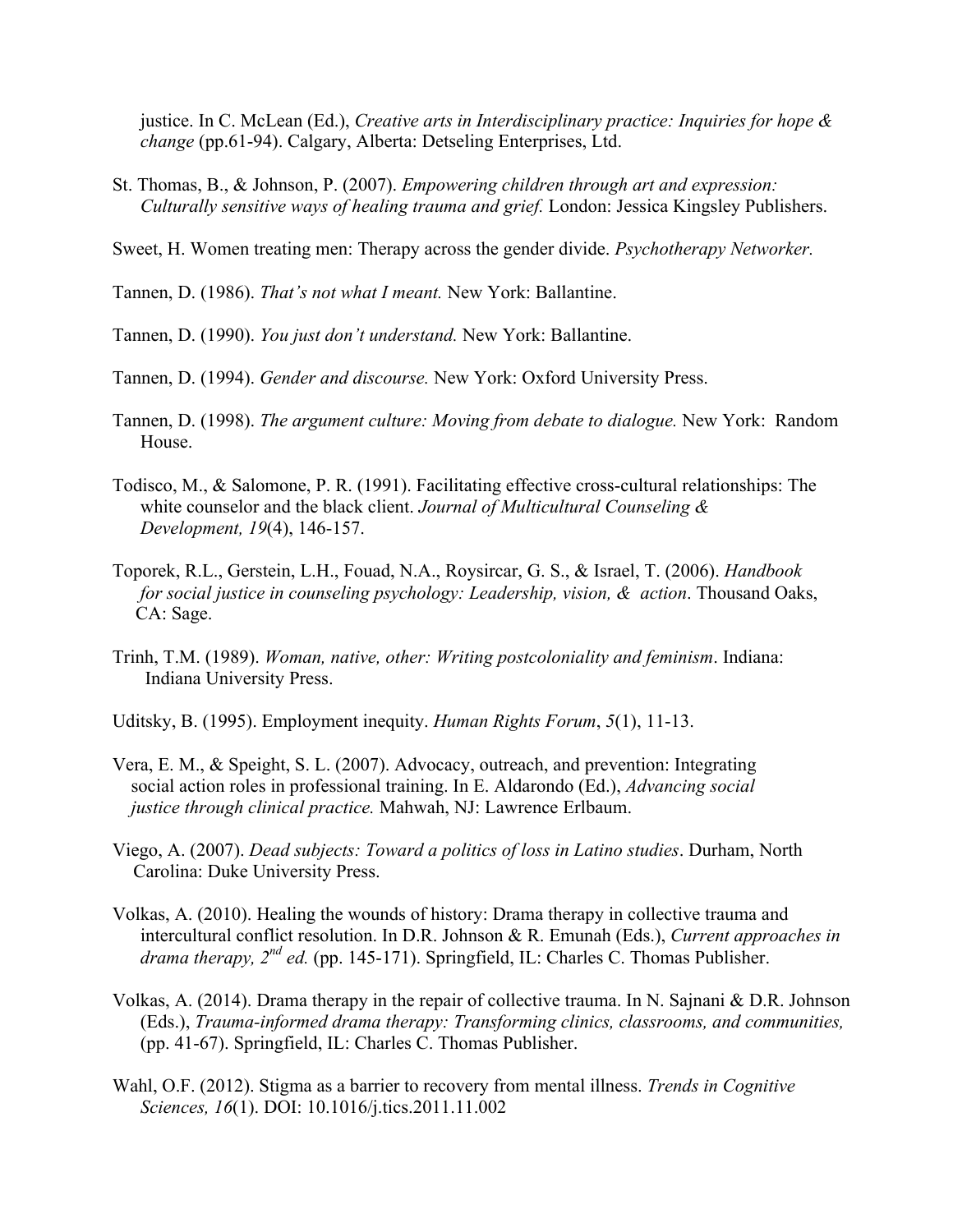justice. In C. McLean (Ed.), *Creative arts in Interdisciplinary practice: Inquiries for hope & change* (pp.61-94). Calgary, Alberta: Detseling Enterprises, Ltd.

St. Thomas, B., & Johnson, P. (2007). *Empowering children through art and expression: Culturally sensitive ways of healing trauma and grief.* London: Jessica Kingsley Publishers.

Sweet, H. Women treating men: Therapy across the gender divide. *Psychotherapy Networker.*

Tannen, D. (1986). *That's not what I meant.* New York: Ballantine.

Tannen, D. (1990). *You just don't understand.* New York: Ballantine.

Tannen, D. (1994). *Gender and discourse.* New York: Oxford University Press.

Tannen, D. (1998). *The argument culture: Moving from debate to dialogue.* New York: Random House.

Todisco, M., & Salomone, P. R. (1991). Facilitating effective cross-cultural relationships: The white counselor and the black client. *Journal of Multicultural Counseling & Development, 19*(4), 146-157.

Toporek, R.L., Gerstein, L.H., Fouad, N.A., Roysircar, G. S., & Israel, T. (2006). *Handbook for social justice in counseling psychology: Leadership, vision, & action*. Thousand Oaks, CA: Sage.

Trinh, T.M. (1989). *Woman, native, other: Writing postcoloniality and feminism*. Indiana: Indiana University Press.

Uditsky, B. (1995). Employment inequity. *Human Rights Forum*, *5*(1), 11-13.

Vera, E. M., & Speight, S. L. (2007). Advocacy, outreach, and prevention: Integrating social action roles in professional training. In E. Aldarondo (Ed.), *Advancing social justice through clinical practice.* Mahwah, NJ: Lawrence Erlbaum.

Viego, A. (2007). *Dead subjects: Toward a politics of loss in Latino studies*. Durham, North Carolina: Duke University Press.

Volkas, A. (2010). Healing the wounds of history: Drama therapy in collective trauma and intercultural conflict resolution. In D.R. Johnson & R. Emunah (Eds.), *Current approaches in drama therapy, 2nd ed.* (pp. 145-171). Springfield, IL: Charles C. Thomas Publisher.

Volkas, A. (2014). Drama therapy in the repair of collective trauma. In N. Sajnani & D.R. Johnson (Eds.), *Trauma-informed drama therapy: Transforming clinics, classrooms, and communities,* (pp. 41-67). Springfield, IL: Charles C. Thomas Publisher.

Wahl, O.F. (2012). Stigma as a barrier to recovery from mental illness. *Trends in Cognitive Sciences, 16*(1). DOI: 10.1016/j.tics.2011.11.002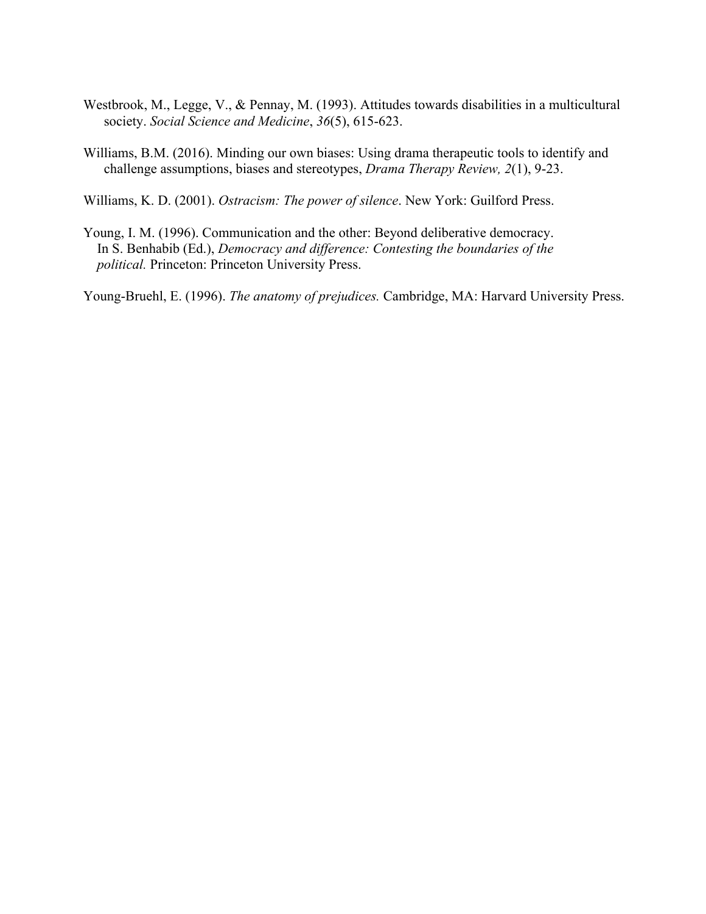Westbrook, M., Legge, V., & Pennay, M. (1993). Attitudes towards disabilities in a multicultural society. *Social Science and Medicine*, *36*(5), 615-623.

Williams, B.M. (2016). Minding our own biases: Using drama therapeutic tools to identify and challenge assumptions, biases and stereotypes, *Drama Therapy Review, 2*(1), 9-23.

Williams, K. D. (2001). *Ostracism: The power of silence*. New York: Guilford Press.

Young, I. M. (1996). Communication and the other: Beyond deliberative democracy. In S. Benhabib (Ed.), *Democracy and difference: Contesting the boundaries of the political.* Princeton: Princeton University Press.

Young-Bruehl, E. (1996). *The anatomy of prejudices.* Cambridge, MA: Harvard University Press.